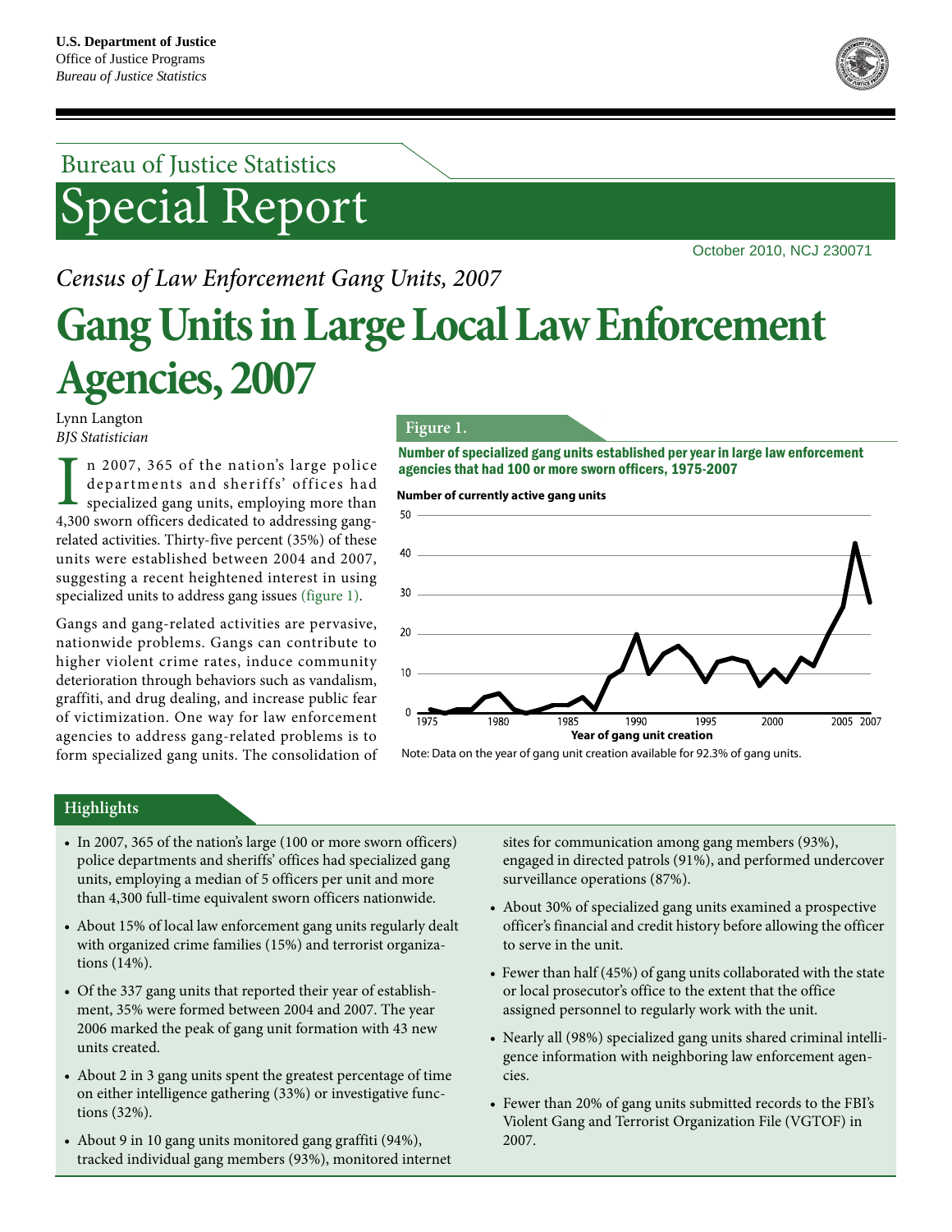**U.S. Department of Justice**
Office of Justice Programs
*Bureau of Justice Statistics*

Bureau of Justice Statistics

# Special Report

October 2010, NCJ 230071

*Census of Law Enforcement Gang Units, 2007*

# Gang Units in Large Local Law Enforcement Agencies, 2007

Lynn Langton
*BJS Statistician*

In 2007, 365 of the nation's large police departments and sheriffs' offices had specialized gang units, employing more than 4,300 sworn officers dedicated to addressing gang-related activities. Thirty-five percent (35%) of these units were established between 2004 and 2007, suggesting a recent heightened interest in using specialized units to address gang issues (figure 1).

Gangs and gang-related activities are pervasive, nationwide problems. Gangs can contribute to higher violent crime rates, induce community deterioration through behaviors such as vandalism, graffiti, and drug dealing, and increase public fear of victimization. One way for law enforcement agencies to address gang-related problems is to form specialized gang units. The consolidation of

**Figure 1.**

**Number of specialized gang units established per year in large law enforcement agencies that had 100 or more sworn officers, 1975-2007**

Note: Data on the year of gang unit creation available for 92.3% of gang units.

## Highlights

- In 2007, 365 of the nation's large (100 or more sworn officers) police departments and sheriffs' offices had specialized gang units, employing a median of 5 officers per unit and more than 4,300 full-time equivalent sworn officers nationwide.
- About 15% of local law enforcement gang units regularly dealt with organized crime families (15%) and terrorist organizations (14%).
- Of the 337 gang units that reported their year of establishment, 35% were formed between 2004 and 2007. The year 2006 marked the peak of gang unit formation with 43 new units created.
- About 2 in 3 gang units spent the greatest percentage of time on either intelligence gathering (33%) or investigative functions (32%).
- About 9 in 10 gang units monitored gang graffiti (94%), tracked individual gang members (93%), monitored internet sites for communication among gang members (93%), engaged in directed patrols (91%), and performed undercover surveillance operations (87%).
- About 30% of specialized gang units examined a prospective officer's financial and credit history before allowing the officer to serve in the unit.
- Fewer than half (45%) of gang units collaborated with the state or local prosecutor's office to the extent that the office assigned personnel to regularly work with the unit.
- Nearly all (98%) specialized gang units shared criminal intelligence information with neighboring law enforcement agencies.
- Fewer than 20% of gang units submitted records to the FBI's Violent Gang and Terrorist Organization File (VGTOF) in 2007.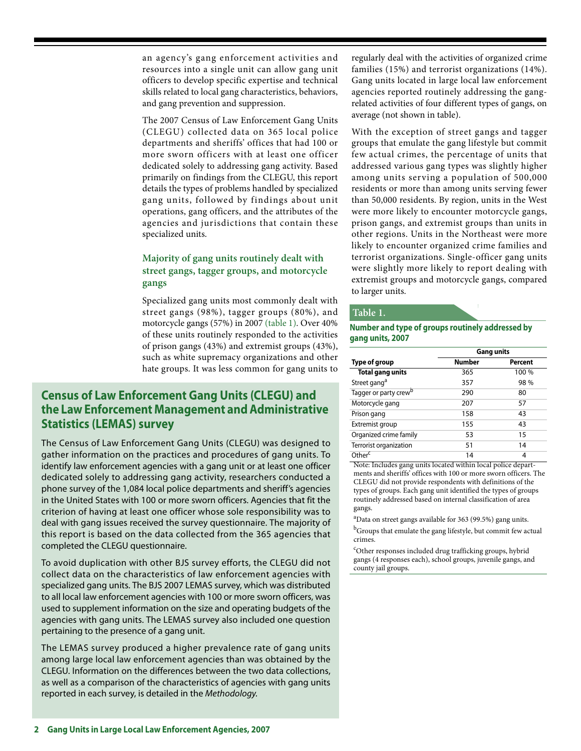an agency's gang enforcement activities and resources into a single unit can allow gang unit officers to develop specific expertise and technical skills related to local gang characteristics, behaviors, and gang prevention and suppression.

The 2007 Census of Law Enforcement Gang Units (CLEGU) collected data on 365 local police departments and sheriffs' offices that had 100 or more sworn officers with at least one officer dedicated solely to addressing gang activity. Based primarily on findings from the CLEGU, this report details the types of problems handled by specialized gang units, followed by findings about unit operations, gang officers, and the attributes of the agencies and jurisdictions that contain these specialized units.

### Majority of gang units routinely dealt with street gangs, tagger groups, and motorcycle gangs

Specialized gang units most commonly dealt with street gangs (98%), tagger groups (80%), and motorcycle gangs (57%) in 2007 (table 1). Over 40% of these units routinely responded to the activities of prison gangs (43%) and extremist groups (43%), such as white supremacy organizations and other hate groups. It was less common for gang units to regularly deal with the activities of organized crime families (15%) and terrorist organizations (14%). Gang units located in large local law enforcement agencies reported routinely addressing the gang-related activities of four different types of gangs, on average (not shown in table).

With the exception of street gangs and tagger groups that emulate the gang lifestyle but commit few actual crimes, the percentage of units that addressed various gang types was slightly higher among units serving a population of 500,000 residents or more than among units serving fewer than 50,000 residents. By region, units in the West were more likely to encounter motorcycle gangs, prison gangs, and extremist groups than units in other regions. Units in the Northeast were more likely to encounter organized crime families and terrorist organizations. Single-officer gang units were slightly more likely to report dealing with extremist groups and motorcycle gangs, compared to larger units.

**Table 1.**

**Number and type of groups routinely addressed by gang units, 2007**

| | Gang units | |
|---|---|---|
| **Type of group** | **Number** | **Percent** |
| **Total gang units** | 365 | 100 % |
| Street gang[a] | 357 | 98 % |
| Tagger or party crew[b] | 290 | 80 |
| Motorcycle gang | 207 | 57 |
| Prison gang | 158 | 43 |
| Extremist group | 155 | 43 |
| Organized crime family | 53 | 15 |
| Terrorist organization | 51 | 14 |
| Other[c] | 14 | 4 |

Note: Includes gang units located within local police departments and sheriffs' offices with 100 or more sworn officers. The CLEGU did not provide respondents with definitions of the types of groups. Each gang unit identified the types of groups routinely addressed based on internal classification of area gangs.

[a]Data on street gangs available for 363 (99.5%) gang units.

[b]Groups that emulate the gang lifestyle, but commit few actual crimes.

[c]Other responses included drug trafficking groups, hybrid gangs (4 responses each), school groups, juvenile gangs, and county jail groups.

## Census of Law Enforcement Gang Units (CLEGU) and the Law Enforcement Management and Administrative Statistics (LEMAS) survey

The Census of Law Enforcement Gang Units (CLEGU) was designed to gather information on the practices and procedures of gang units. To identify law enforcement agencies with a gang unit or at least one officer dedicated solely to addressing gang activity, researchers conducted a phone survey of the 1,084 local police departments and sheriff's agencies in the United States with 100 or more sworn officers. Agencies that fit the criterion of having at least one officer whose sole responsibility was to deal with gang issues received the survey questionnaire. The majority of this report is based on the data collected from the 365 agencies that completed the CLEGU questionnaire.

To avoid duplication with other BJS survey efforts, the CLEGU did not collect data on the characteristics of law enforcement agencies with specialized gang units. The BJS 2007 LEMAS survey, which was distributed to all local law enforcement agencies with 100 or more sworn officers, was used to supplement information on the size and operating budgets of the agencies with gang units. The LEMAS survey also included one question pertaining to the presence of a gang unit.

The LEMAS survey produced a higher prevalence rate of gang units among large local law enforcement agencies than was obtained by the CLEGU. Information on the differences between the two data collections, as well as a comparison of the characteristics of agencies with gang units reported in each survey, is detailed in the *Methodology*.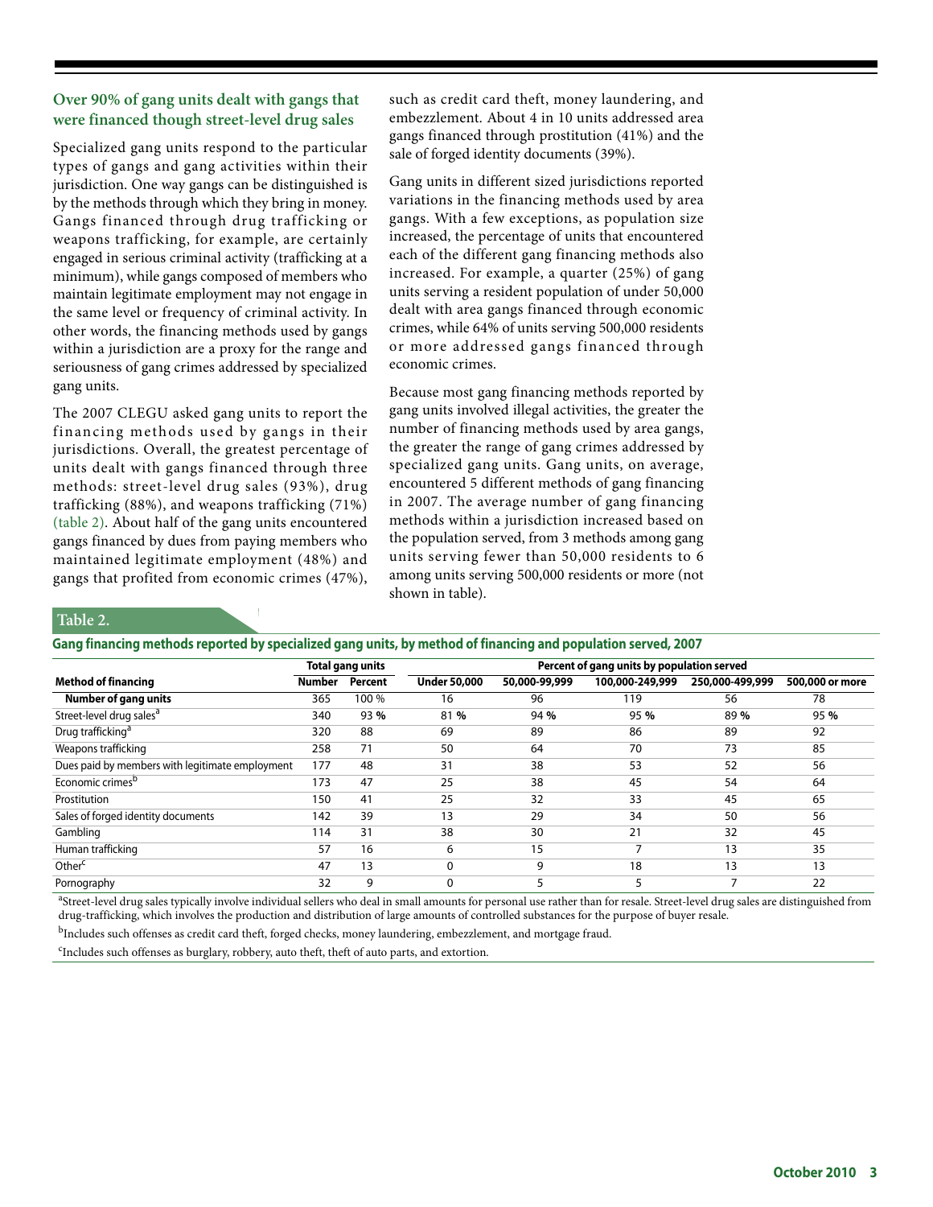### Over 90% of gang units dealt with gangs that were financed though street-level drug sales

Specialized gang units respond to the particular types of gangs and gang activities within their jurisdiction. One way gangs can be distinguished is by the methods through which they bring in money. Gangs financed through drug trafficking or weapons trafficking, for example, are certainly engaged in serious criminal activity (trafficking at a minimum), while gangs composed of members who maintain legitimate employment may not engage in the same level or frequency of criminal activity. In other words, the financing methods used by gangs within a jurisdiction are a proxy for the range and seriousness of gang crimes addressed by specialized gang units.

The 2007 CLEGU asked gang units to report the financing methods used by gangs in their jurisdictions. Overall, the greatest percentage of units dealt with gangs financed through three methods: street-level drug sales (93%), drug trafficking (88%), and weapons trafficking (71%) (table 2). About half of the gang units encountered gangs financed by dues from paying members who maintained legitimate employment (48%) and gangs that profited from economic crimes (47%), such as credit card theft, money laundering, and embezzlement. About 4 in 10 units addressed area gangs financed through prostitution (41%) and the sale of forged identity documents (39%).

Gang units in different sized jurisdictions reported variations in the financing methods used by area gangs. With a few exceptions, as population size increased, the percentage of units that encountered each of the different gang financing methods also increased. For example, a quarter (25%) of gang units serving a resident population of under 50,000 dealt with area gangs financed through economic crimes, while 64% of units serving 500,000 residents or more addressed gangs financed through economic crimes.

Because most gang financing methods reported by gang units involved illegal activities, the greater the number of financing methods used by area gangs, the greater the range of gang crimes addressed by specialized gang units. Gang units, on average, encountered 5 different methods of gang financing in 2007. The average number of gang financing methods within a jurisdiction increased based on the population served, from 3 methods among gang units serving fewer than 50,000 residents to 6 among units serving 500,000 residents or more (not shown in table).

**Table 2.**

**Gang financing methods reported by specialized gang units, by method of financing and population served, 2007**

| Method of financing | Total gang units | | Percent of gang units by population served | | | | |
|---|---|---|---|---|---|---|---|
| | Number | Percent | Under 50,000 | 50,000-99,999 | 100,000-249,999 | 250,000-499,999 | 500,000 or more |
| **Number of gang units** | 365 | 100 % | 16 | 96 | 119 | 56 | 78 |
| Street-level drug sales[a] | 340 | 93 % | 81 % | 94 % | 95 % | 89 % | 95 % |
| Drug trafficking[a] | 320 | 88 | 69 | 89 | 86 | 89 | 92 |
| Weapons trafficking | 258 | 71 | 50 | 64 | 70 | 73 | 85 |
| Dues paid by members with legitimate employment | 177 | 48 | 31 | 38 | 53 | 52 | 56 |
| Economic crimes[b] | 173 | 47 | 25 | 38 | 45 | 54 | 64 |
| Prostitution | 150 | 41 | 25 | 32 | 33 | 45 | 65 |
| Sales of forged identity documents | 142 | 39 | 13 | 29 | 34 | 50 | 56 |
| Gambling | 114 | 31 | 38 | 30 | 21 | 32 | 45 |
| Human trafficking | 57 | 16 | 6 | 15 | 7 | 13 | 35 |
| Other[c] | 47 | 13 | 0 | 9 | 18 | 13 | 13 |
| Pornography | 32 | 9 | 0 | 5 | 5 | 7 | 22 |

[a]Street-level drug sales typically involve individual sellers who deal in small amounts for personal use rather than for resale. Street-level drug sales are distinguished from drug-trafficking, which involves the production and distribution of large amounts of controlled substances for the purpose of buyer resale.

[b]Includes such offenses as credit card theft, forged checks, money laundering, embezzlement, and mortgage fraud.

[c]Includes such offenses as burglary, robbery, auto theft, theft of auto parts, and extortion.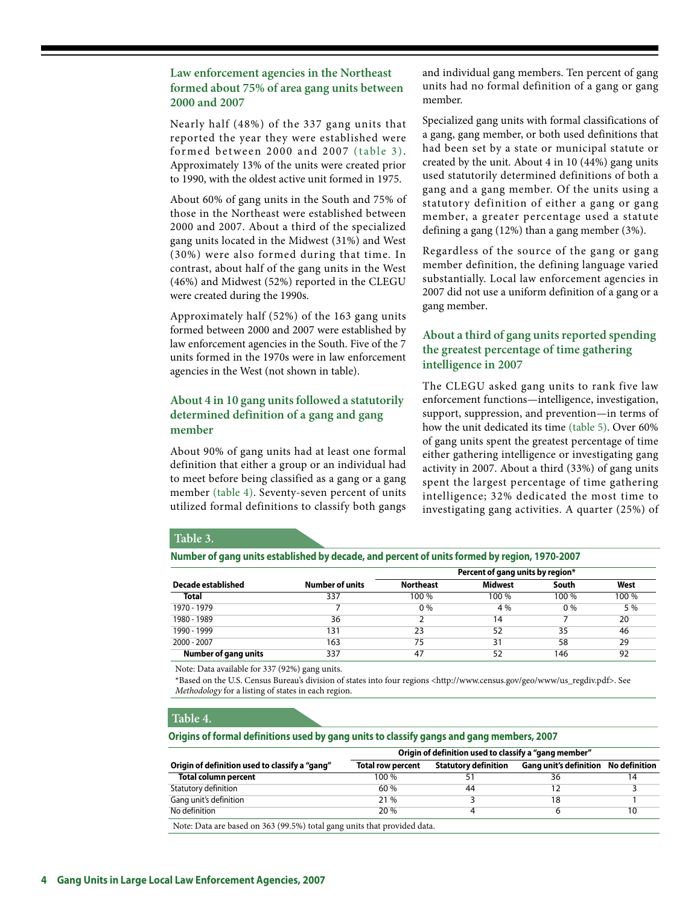## Law enforcement agencies in the Northeast formed about 75% of area gang units between 2000 and 2007

Nearly half (48%) of the 337 gang units that reported the year they were established were formed between 2000 and 2007 (table 3). Approximately 13% of the units were created prior to 1990, with the oldest active unit formed in 1975.

About 60% of gang units in the South and 75% of those in the Northeast were established between 2000 and 2007. About a third of the specialized gang units located in the Midwest (31%) and West (30%) were also formed during that time. In contrast, about half of the gang units in the West (46%) and Midwest (52%) reported in the CLEGU were created during the 1990s.

Approximately half (52%) of the 163 gang units formed between 2000 and 2007 were established by law enforcement agencies in the South. Five of the 7 units formed in the 1970s were in law enforcement agencies in the West (not shown in table).

## About 4 in 10 gang units followed a statutorily determined definition of a gang and gang member

About 90% of gang units had at least one formal definition that either a group or an individual had to meet before being classified as a gang or a gang member (table 4). Seventy-seven percent of units utilized formal definitions to classify both gangs and individual gang members. Ten percent of gang units had no formal definition of a gang or gang member.

Specialized gang units with formal classifications of a gang, gang member, or both used definitions that had been set by a state or municipal statute or created by the unit. About 4 in 10 (44%) gang units used statutorily determined definitions of both a gang and a gang member. Of the units using a statutory definition of either a gang or gang member, a greater percentage used a statute defining a gang (12%) than a gang member (3%).

Regardless of the source of the gang or gang member definition, the defining language varied substantially. Local law enforcement agencies in 2007 did not use a uniform definition of a gang or a gang member.

## About a third of gang units reported spending the greatest percentage of time gathering intelligence in 2007

The CLEGU asked gang units to rank five law enforcement functions—intelligence, investigation, support, suppression, and prevention—in terms of how the unit dedicated its time (table 5). Over 60% of gang units spent the greatest percentage of time either gathering intelligence or investigating gang activity in 2007. About a third (33%) of gang units spent the largest percentage of time gathering intelligence; 32% dedicated the most time to investigating gang activities. A quarter (25%) of

**Table 3.**

**Number of gang units established by decade, and percent of units formed by region, 1970-2007**

| | | Percent of gang units by region* | | | |
|---|---|---|---|---|---|
| Decade established | Number of units | Northeast | Midwest | South | West |
| **Total** | 337 | 100 % | 100 % | 100 % | 100 % |
| 1970 - 1979 | 7 | 0 % | 4 % | 0 % | 5 % |
| 1980 - 1989 | 36 | 2 | 14 | 7 | 20 |
| 1990 - 1999 | 131 | 23 | 52 | 35 | 46 |
| 2000 - 2007 | 163 | 75 | 31 | 58 | 29 |
| **Number of gang units** | 337 | 47 | 52 | 146 | 92 |

Note: Data available for 337 (92%) gang units.

*Based on the U.S. Census Bureau's division of states into four regions <http://www.census.gov/geo/www/us_regdiv.pdf>. See *Methodology* for a listing of states in each region.

**Table 4.**

**Origins of formal definitions used by gang units to classify gangs and gang members, 2007**

| | | Origin of definition used to classify a "gang member" | | |
|---|---|---|---|---|
| Origin of definition used to classify a "gang" | Total row percent | Statutory definition | Gang unit's definition | No definition |
| **Total column percent** | 100 % | 51 | 36 | 14 |
| Statutory definition | 60 % | 44 | 12 | 3 |
| Gang unit's definition | 21 % | 3 | 18 | 1 |
| No definition | 20 % | 4 | 6 | 10 |

Note: Data are based on 363 (99.5%) total gang units that provided data.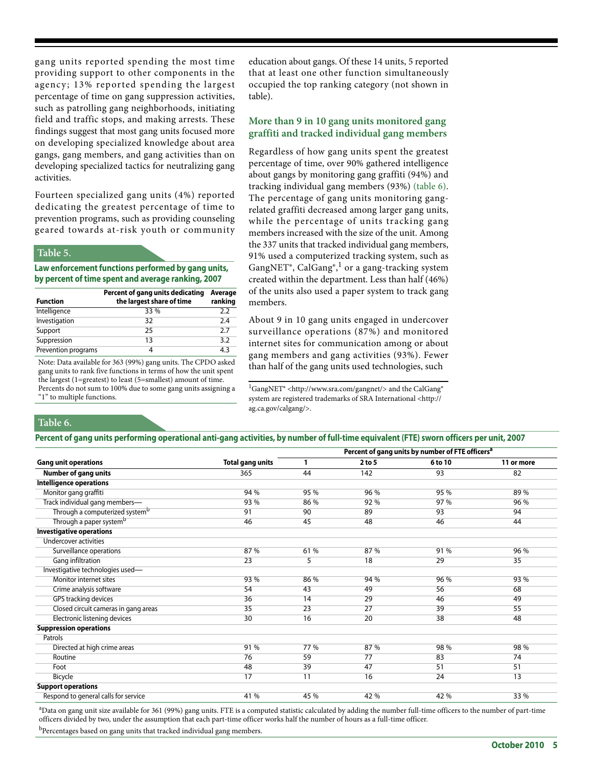gang units reported spending the most time providing support to other components in the agency; 13% reported spending the largest percentage of time on gang suppression activities, such as patrolling gang neighborhoods, initiating field and traffic stops, and making arrests. These findings suggest that most gang units focused more on developing specialized knowledge about area gangs, gang members, and gang activities than on developing specialized tactics for neutralizing gang activities.

Fourteen specialized gang units (4%) reported dedicating the greatest percentage of time to prevention programs, such as providing counseling geared towards at-risk youth or community education about gangs. Of these 14 units, 5 reported that at least one other function simultaneously occupied the top ranking category (not shown in table).

**Table 5.**

**Law enforcement functions performed by gang units, by percent of time spent and average ranking, 2007**

| Function | Percent of gang units dedicating the largest share of time | Average ranking |
|---|---|---|
| Intelligence | 33 % | 2.2 |
| Investigation | 32 | 2.4 |
| Support | 25 | 2.7 |
| Suppression | 13 | 3.2 |
| Prevention programs | 4 | 4.3 |

Note: Data available for 363 (99%) gang units. The CPDO asked gang units to rank five functions in terms of how the unit spent the largest (1=greatest) to least (5=smallest) amount of time. Percents do not sum to 100% due to some gang units assigning a "1" to multiple functions.

## More than 9 in 10 gang units monitored gang graffiti and tracked individual gang members

Regardless of how gang units spent the greatest percentage of time, over 90% gathered intelligence about gangs by monitoring gang graffiti (94%) and tracking individual gang members (93%) (table 6). The percentage of gang units monitoring gang-related graffiti decreased among larger gang units, while the percentage of units tracking gang members increased with the size of the unit. Among the 337 units that tracked individual gang members, 91% used a computerized tracking system, such as GangNET®, CalGang®,[1] or a gang-tracking system created within the department. Less than half (46%) of the units also used a paper system to track gang members.

About 9 in 10 gang units engaged in undercover surveillance operations (87%) and monitored internet sites for communication among or about gang members and gang activities (93%). Fewer than half of the gang units used technologies, such

[1]GangNET® <http://www.sra.com/gangnet/> and the CalGang® system are registered trademarks of SRA International <http://ag.ca.gov/calgang/>.

**Table 6.**

**Percent of gang units performing operational anti-gang activities, by number of full-time equivalent (FTE) sworn officers per unit, 2007**

| | | Percent of gang units by number of FTE officers[a] | | | |
|---|---|---|---|---|---|
| **Gang unit operations** | **Total gang units** | **1** | **2 to 5** | **6 to 10** | **11 or more** |
| **Number of gang units** | 365 | 44 | 142 | 93 | 82 |
| **Intelligence operations** | | | | | |
| Monitor gang graffiti | 94 % | 95 % | 96 % | 95 % | 89 % |
| Track individual gang members— | 93 % | 86 % | 92 % | 97 % | 96 % |
| Through a computerized system[b] | 91 | 90 | 89 | 93 | 94 |
| Through a paper system[b] | 46 | 45 | 48 | 46 | 44 |
| **Investigative operations** | | | | | |
| Undercover activities | | | | | |
| Surveillance operations | 87 % | 61 % | 87 % | 91 % | 96 % |
| Gang infiltration | 23 | 5 | 18 | 29 | 35 |
| Investigative technologies used— | | | | | |
| Monitor internet sites | 93 % | 86 % | 94 % | 96 % | 93 % |
| Crime analysis software | 54 | 43 | 49 | 56 | 68 |
| GPS tracking devices | 36 | 14 | 29 | 46 | 49 |
| Closed circuit cameras in gang areas | 35 | 23 | 27 | 39 | 55 |
| Electronic listening devices | 30 | 16 | 20 | 38 | 48 |
| **Suppression operations** | | | | | |
| Patrols | | | | | |
| Directed at high crime areas | 91 % | 77 % | 87 % | 98 % | 98 % |
| Routine | 76 | 59 | 77 | 83 | 74 |
| Foot | 48 | 39 | 47 | 51 | 51 |
| Bicycle | 17 | 11 | 16 | 24 | 13 |
| **Support operations** | | | | | |
| Respond to general calls for service | 41 % | 45 % | 42 % | 42 % | 33 % |

[a]Data on gang unit size available for 361 (99%) gang units. FTE is a computed statistic calculated by adding the number full-time officers to the number of part-time officers divided by two, under the assumption that each part-time officer works half the number of hours as a full-time officer.

[b]Percentages based on gang units that tracked individual gang members.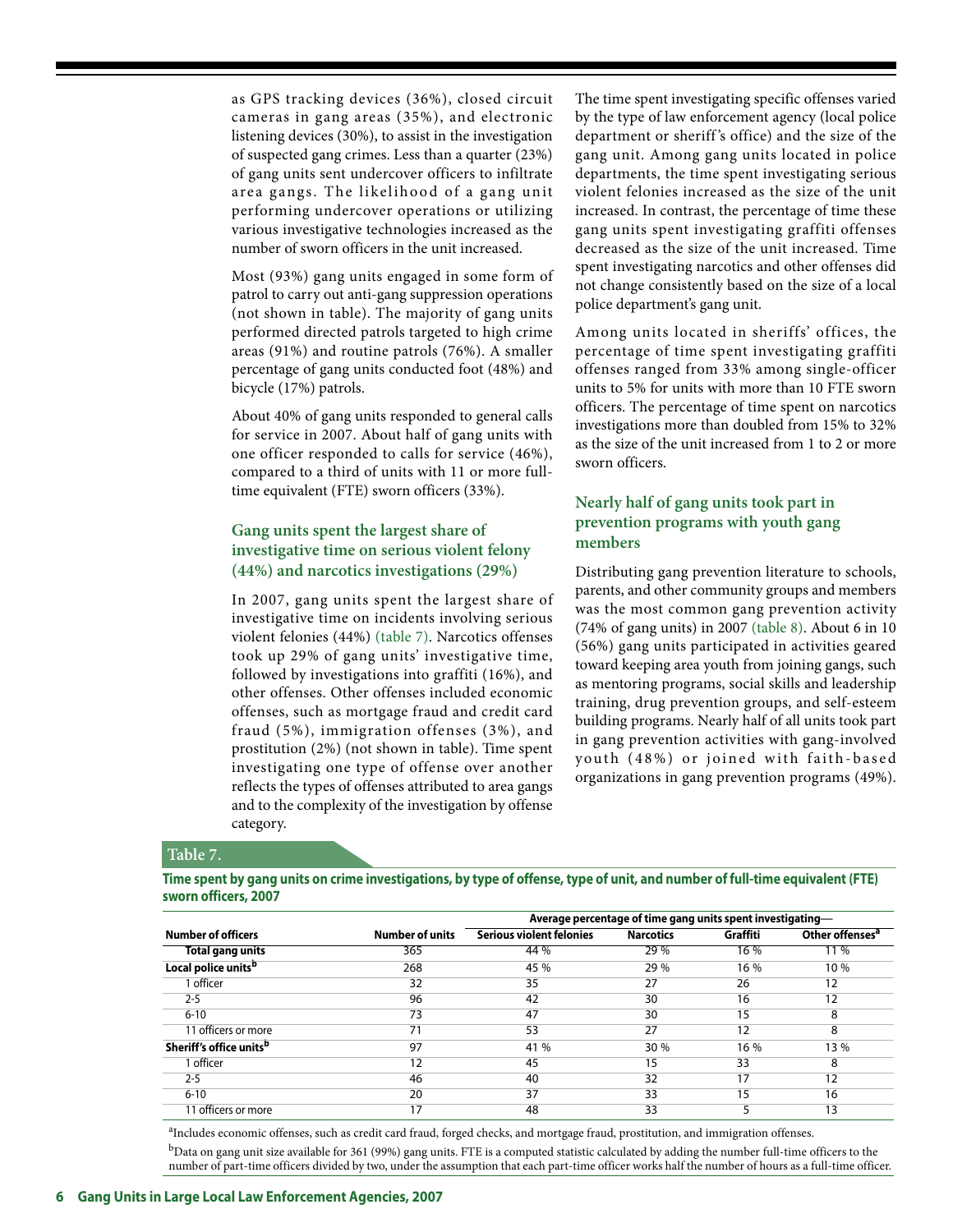as GPS tracking devices (36%), closed circuit cameras in gang areas (35%), and electronic listening devices (30%), to assist in the investigation of suspected gang crimes. Less than a quarter (23%) of gang units sent undercover officers to infiltrate area gangs. The likelihood of a gang unit performing undercover operations or utilizing various investigative technologies increased as the number of sworn officers in the unit increased.

Most (93%) gang units engaged in some form of patrol to carry out anti-gang suppression operations (not shown in table). The majority of gang units performed directed patrols targeted to high crime areas (91%) and routine patrols (76%). A smaller percentage of gang units conducted foot (48%) and bicycle (17%) patrols.

About 40% of gang units responded to general calls for service in 2007. About half of gang units with one officer responded to calls for service (46%), compared to a third of units with 11 or more full-time equivalent (FTE) sworn officers (33%).

## Gang units spent the largest share of investigative time on serious violent felony (44%) and narcotics investigations (29%)

In 2007, gang units spent the largest share of investigative time on incidents involving serious violent felonies (44%) (table 7). Narcotics offenses took up 29% of gang units' investigative time, followed by investigations into graffiti (16%), and other offenses. Other offenses included economic offenses, such as mortgage fraud and credit card fraud (5%), immigration offenses (3%), and prostitution (2%) (not shown in table). Time spent investigating one type of offense over another reflects the types of offenses attributed to area gangs and to the complexity of the investigation by offense category.

The time spent investigating specific offenses varied by the type of law enforcement agency (local police department or sheriff's office) and the size of the gang unit. Among gang units located in police departments, the time spent investigating serious violent felonies increased as the size of the unit increased. In contrast, the percentage of time these gang units spent investigating graffiti offenses decreased as the size of the unit increased. Time spent investigating narcotics and other offenses did not change consistently based on the size of a local police department's gang unit.

Among units located in sheriffs' offices, the percentage of time spent investigating graffiti offenses ranged from 33% among single-officer units to 5% for units with more than 10 FTE sworn officers. The percentage of time spent on narcotics investigations more than doubled from 15% to 32% as the size of the unit increased from 1 to 2 or more sworn officers.

## Nearly half of gang units took part in prevention programs with youth gang members

Distributing gang prevention literature to schools, parents, and other community groups and members was the most common gang prevention activity (74% of gang units) in 2007 (table 8). About 6 in 10 (56%) gang units participated in activities geared toward keeping area youth from joining gangs, such as mentoring programs, social skills and leadership training, drug prevention groups, and self-esteem building programs. Nearly half of all units took part in gang prevention activities with gang-involved youth (48%) or joined with faith-based organizations in gang prevention programs (49%).

**Table 7.**

**Time spent by gang units on crime investigations, by type of offense, type of unit, and number of full-time equivalent (FTE) sworn officers, 2007**

| | | Average percentage of time gang units spent investigating— | | | |
|---|---|---|---|---|---|
| Number of officers | Number of units | Serious violent felonies | Narcotics | Graffiti | Other offenses[a] |
| **Total gang units** | 365 | 44 % | 29 % | 16 % | 11 % |
| **Local police units[b]** | 268 | 45 % | 29 % | 16 % | 10 % |
| 1 officer | 32 | 35 | 27 | 26 | 12 |
| 2-5 | 96 | 42 | 30 | 16 | 12 |
| 6-10 | 73 | 47 | 30 | 15 | 8 |
| 11 officers or more | 71 | 53 | 27 | 12 | 8 |
| **Sheriff's office units[b]** | 97 | 41 % | 30 % | 16 % | 13 % |
| 1 officer | 12 | 45 | 15 | 33 | 8 |
| 2-5 | 46 | 40 | 32 | 17 | 12 |
| 6-10 | 20 | 37 | 33 | 15 | 16 |
| 11 officers or more | 17 | 48 | 33 | 5 | 13 |

[a]Includes economic offenses, such as credit card fraud, forged checks, and mortgage fraud, prostitution, and immigration offenses.

[b]Data on gang unit size available for 361 (99%) gang units. FTE is a computed statistic calculated by adding the number full-time officers to the number of part-time officers divided by two, under the assumption that each part-time officer works half the number of hours as a full-time officer.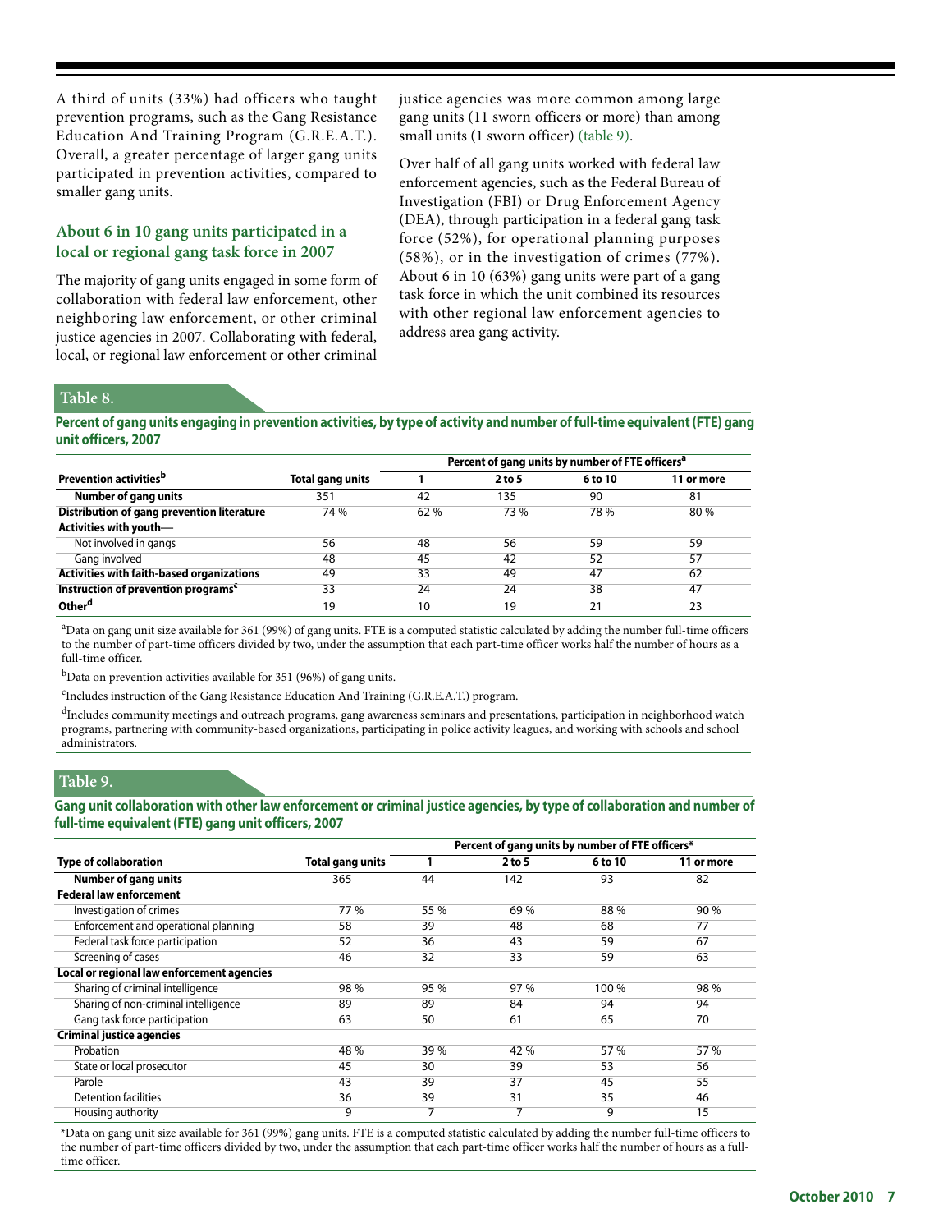A third of units (33%) had officers who taught prevention programs, such as the Gang Resistance Education And Training Program (G.R.E.A.T.). Overall, a greater percentage of larger gang units participated in prevention activities, compared to smaller gang units.

### About 6 in 10 gang units participated in a local or regional gang task force in 2007

The majority of gang units engaged in some form of collaboration with federal law enforcement, other neighboring law enforcement, or other criminal justice agencies in 2007. Collaborating with federal, local, or regional law enforcement or other criminal justice agencies was more common among large gang units (11 sworn officers or more) than among small units (1 sworn officer) (table 9).

Over half of all gang units worked with federal law enforcement agencies, such as the Federal Bureau of Investigation (FBI) or Drug Enforcement Agency (DEA), through participation in a federal gang task force (52%), for operational planning purposes (58%), or in the investigation of crimes (77%). About 6 in 10 (63%) gang units were part of a gang task force in which the unit combined its resources with other regional law enforcement agencies to address area gang activity.

**Table 8.**

**Percent of gang units engaging in prevention activities, by type of activity and number of full-time equivalent (FTE) gang unit officers, 2007**

| Prevention activities[b] | Total gang units | Percent of gang units by number of FTE officers[a] | | | |
|---|---|---|---|---|---|
| | | 1 | 2 to 5 | 6 to 10 | 11 or more |
| Number of gang units | 351 | 42 | 135 | 90 | 81 |
| Distribution of gang prevention literature | 74 % | 62 % | 73 % | 78 % | 80 % |
| Activities with youth— | | | | | |
| Not involved in gangs | 56 | 48 | 56 | 59 | 59 |
| Gang involved | 48 | 45 | 42 | 52 | 57 |
| Activities with faith-based organizations | 49 | 33 | 49 | 47 | 62 |
| Instruction of prevention programs[c] | 33 | 24 | 24 | 38 | 47 |
| Other[d] | 19 | 10 | 19 | 21 | 23 |

[a]Data on gang unit size available for 361 (99%) of gang units. FTE is a computed statistic calculated by adding the number full-time officers to the number of part-time officers divided by two, under the assumption that each part-time officer works half the number of hours as a full-time officer.

[b]Data on prevention activities available for 351 (96%) of gang units.

[c]Includes instruction of the Gang Resistance Education And Training (G.R.E.A.T.) program.

[d]Includes community meetings and outreach programs, gang awareness seminars and presentations, participation in neighborhood watch programs, partnering with community-based organizations, participating in police activity leagues, and working with schools and school administrators.

**Table 9.**

**Gang unit collaboration with other law enforcement or criminal justice agencies, by type of collaboration and number of full-time equivalent (FTE) gang unit officers, 2007**

| Type of collaboration | Total gang units | Percent of gang units by number of FTE officers* | | | |
|---|---|---|---|---|---|
| | | 1 | 2 to 5 | 6 to 10 | 11 or more |
| Number of gang units | 365 | 44 | 142 | 93 | 82 |
| **Federal law enforcement** | | | | | |
| Investigation of crimes | 77 % | 55 % | 69 % | 88 % | 90 % |
| Enforcement and operational planning | 58 | 39 | 48 | 68 | 77 |
| Federal task force participation | 52 | 36 | 43 | 59 | 67 |
| Screening of cases | 46 | 32 | 33 | 59 | 63 |
| **Local or regional law enforcement agencies** | | | | | |
| Sharing of criminal intelligence | 98 % | 95 % | 97 % | 100 % | 98 % |
| Sharing of non-criminal intelligence | 89 | 89 | 84 | 94 | 94 |
| Gang task force participation | 63 | 50 | 61 | 65 | 70 |
| **Criminal justice agencies** | | | | | |
| Probation | 48 % | 39 % | 42 % | 57 % | 57 % |
| State or local prosecutor | 45 | 30 | 39 | 53 | 56 |
| Parole | 43 | 39 | 37 | 45 | 55 |
| Detention facilities | 36 | 39 | 31 | 35 | 46 |
| Housing authority | 9 | 7 | 7 | 9 | 15 |

*Data on gang unit size available for 361 (99%) gang units. FTE is a computed statistic calculated by adding the number full-time officers to the number of part-time officers divided by two, under the assumption that each part-time officer works half the number of hours as a full-time officer.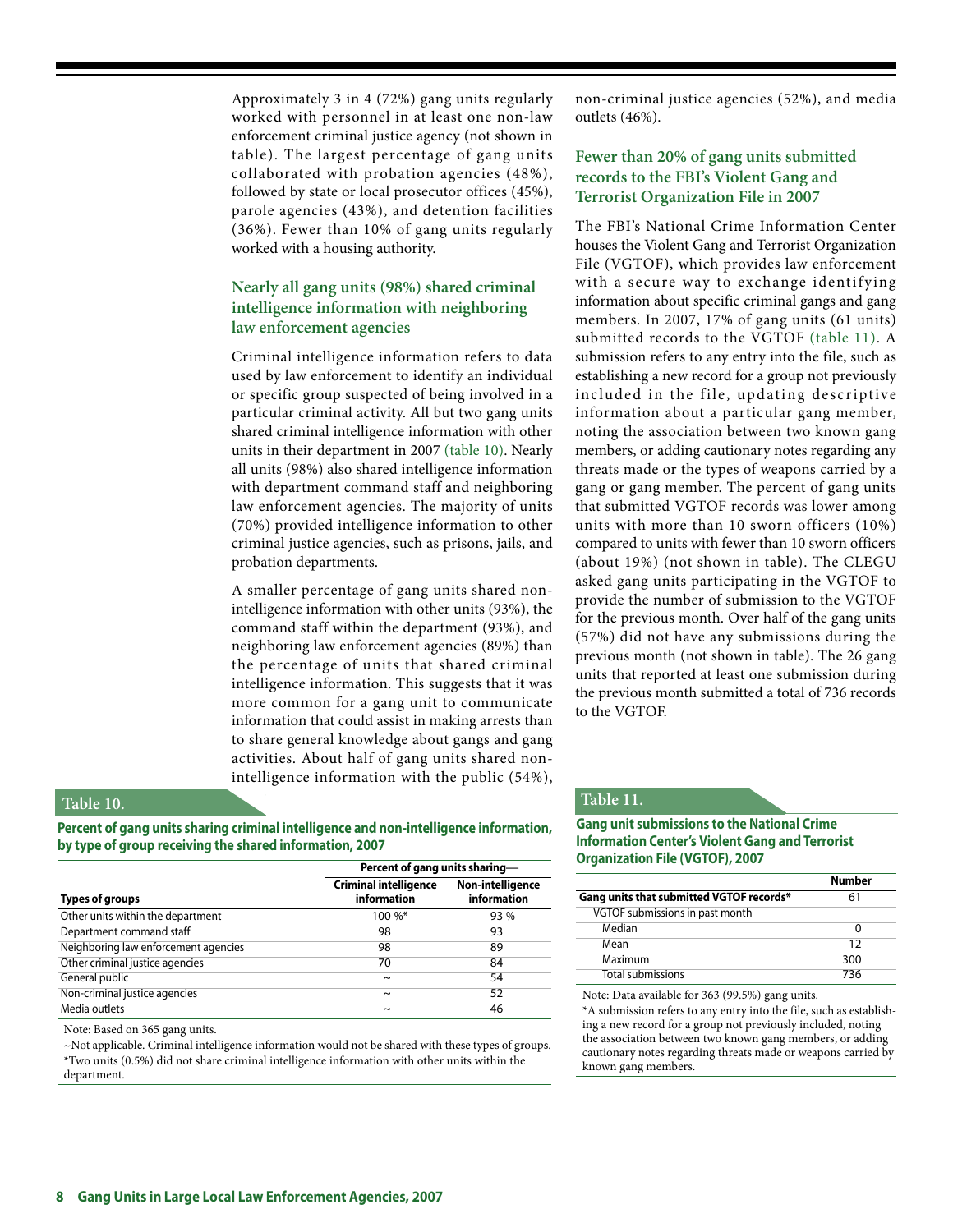Approximately 3 in 4 (72%) gang units regularly worked with personnel in at least one non-law enforcement criminal justice agency (not shown in table). The largest percentage of gang units collaborated with probation agencies (48%), followed by state or local prosecutor offices (45%), parole agencies (43%), and detention facilities (36%). Fewer than 10% of gang units regularly worked with a housing authority.

## Nearly all gang units (98%) shared criminal intelligence information with neighboring law enforcement agencies

Criminal intelligence information refers to data used by law enforcement to identify an individual or specific group suspected of being involved in a particular criminal activity. All but two gang units shared criminal intelligence information with other units in their department in 2007 (table 10). Nearly all units (98%) also shared intelligence information with department command staff and neighboring law enforcement agencies. The majority of units (70%) provided intelligence information to other criminal justice agencies, such as prisons, jails, and probation departments.

A smaller percentage of gang units shared non-intelligence information with other units (93%), the command staff within the department (93%), and neighboring law enforcement agencies (89%) than the percentage of units that shared criminal intelligence information. This suggests that it was more common for a gang unit to communicate information that could assist in making arrests than to share general knowledge about gangs and gang activities. About half of gang units shared non-intelligence information with the public (54%), non-criminal justice agencies (52%), and media outlets (46%).

## Fewer than 20% of gang units submitted records to the FBI's Violent Gang and Terrorist Organization File in 2007

The FBI's National Crime Information Center houses the Violent Gang and Terrorist Organization File (VGTOF), which provides law enforcement with a secure way to exchange identifying information about specific criminal gangs and gang members. In 2007, 17% of gang units (61 units) submitted records to the VGTOF (table 11). A submission refers to any entry into the file, such as establishing a new record for a group not previously included in the file, updating descriptive information about a particular gang member, noting the association between two known gang members, or adding cautionary notes regarding any threats made or the types of weapons carried by a gang or gang member. The percent of gang units that submitted VGTOF records was lower among units with more than 10 sworn officers (10%) compared to units with fewer than 10 sworn officers (about 19%) (not shown in table). The CLEGU asked gang units participating in the VGTOF to provide the number of submission to the VGTOF for the previous month. Over half of the gang units (57%) did not have any submissions during the previous month (not shown in table). The 26 gang units that reported at least one submission during the previous month submitted a total of 736 records to the VGTOF.

**Table 10.**

**Percent of gang units sharing criminal intelligence and non-intelligence information, by type of group receiving the shared information, 2007**

| | Percent of gang units sharing— | |
|---|---|---|
| **Types of groups** | **Criminal intelligence information** | **Non-intelligence information** |
| Other units within the department | 100 %* | 93 % |
| Department command staff | 98 | 93 |
| Neighboring law enforcement agencies | 98 | 89 |
| Other criminal justice agencies | 70 | 84 |
| General public | ~ | 54 |
| Non-criminal justice agencies | ~ | 52 |
| Media outlets | ~ | 46 |

Note: Based on 365 gang units.
~Not applicable. Criminal intelligence information would not be shared with these types of groups.
*Two units (0.5%) did not share criminal intelligence information with other units within the department.

**Table 11.**

**Gang unit submissions to the National Crime Information Center's Violent Gang and Terrorist Organization File (VGTOF), 2007**

| | Number |
|---|---|
| **Gang units that submitted VGTOF records*** | 61 |
| VGTOF submissions in past month | |
| Median | 0 |
| Mean | 12 |
| Maximum | 300 |
| Total submissions | 736 |

Note: Data available for 363 (99.5%) gang units.
*A submission refers to any entry into the file, such as establishing a new record for a group not previously included, noting the association between two known gang members, or adding cautionary notes regarding threats made or weapons carried by known gang members.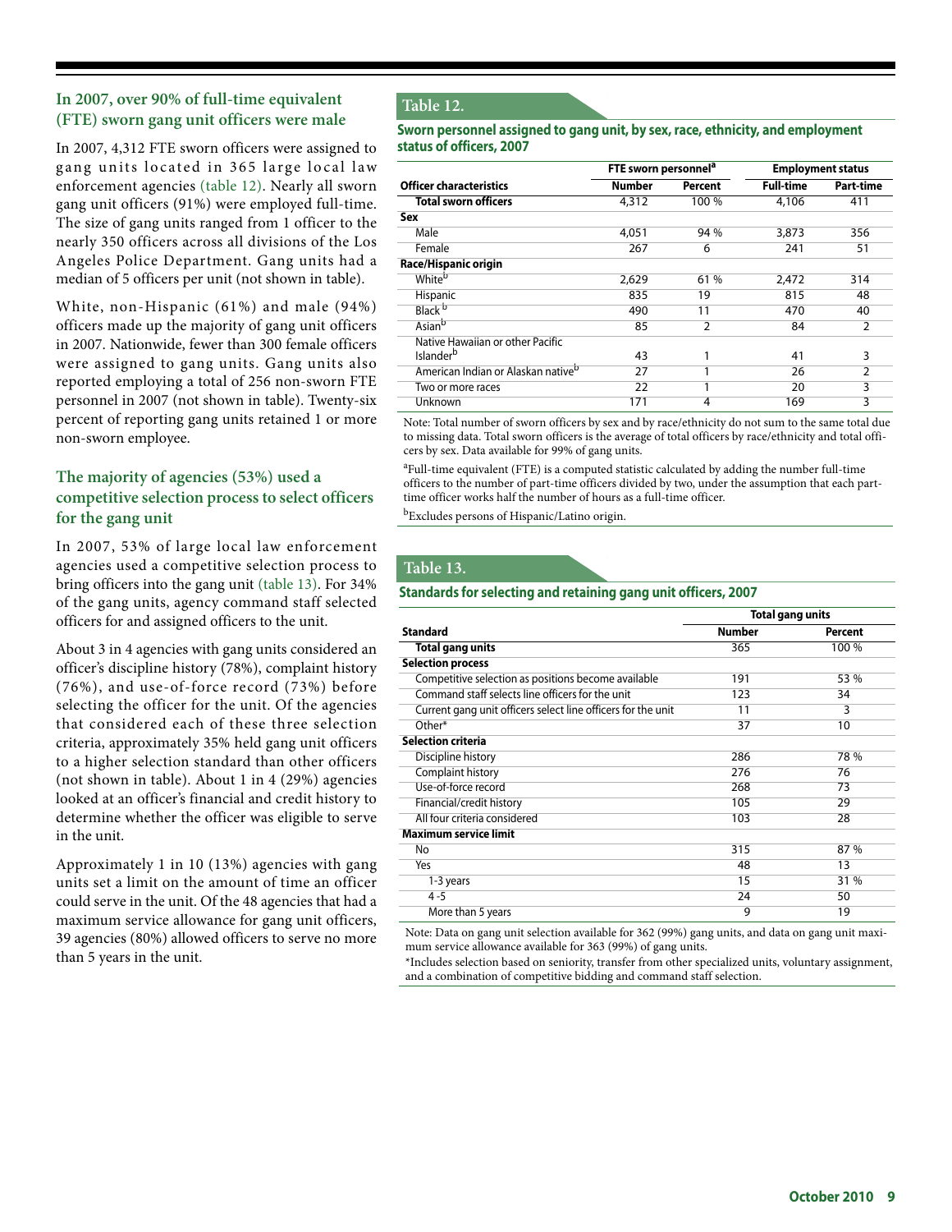## In 2007, over 90% of full-time equivalent (FTE) sworn gang unit officers were male

In 2007, 4,312 FTE sworn officers were assigned to gang units located in 365 large local law enforcement agencies (table 12). Nearly all sworn gang unit officers (91%) were employed full-time. The size of gang units ranged from 1 officer to the nearly 350 officers across all divisions of the Los Angeles Police Department. Gang units had a median of 5 officers per unit (not shown in table).

White, non-Hispanic (61%) and male (94%) officers made up the majority of gang unit officers in 2007. Nationwide, fewer than 300 female officers were assigned to gang units. Gang units also reported employing a total of 256 non-sworn FTE personnel in 2007 (not shown in table). Twenty-six percent of reporting gang units retained 1 or more non-sworn employee.

## The majority of agencies (53%) used a competitive selection process to select officers for the gang unit

In 2007, 53% of large local law enforcement agencies used a competitive selection process to bring officers into the gang unit (table 13). For 34% of the gang units, agency command staff selected officers for and assigned officers to the unit.

About 3 in 4 agencies with gang units considered an officer's discipline history (78%), complaint history (76%), and use-of-force record (73%) before selecting the officer for the unit. Of the agencies that considered each of these three selection criteria, approximately 35% held gang unit officers to a higher selection standard than other officers (not shown in table). About 1 in 4 (29%) agencies looked at an officer's financial and credit history to determine whether the officer was eligible to serve in the unit.

Approximately 1 in 10 (13%) agencies with gang units set a limit on the amount of time an officer could serve in the unit. Of the 48 agencies that had a maximum service allowance for gang unit officers, 39 agencies (80%) allowed officers to serve no more than 5 years in the unit.

### Table 12.

**Sworn personnel assigned to gang unit, by sex, race, ethnicity, and employment status of officers, 2007**

| | FTE sworn personnel[a] | | Employment status | |
|---|---|---|---|---|
| **Officer characteristics** | **Number** | **Percent** | **Full-time** | **Part-time** |
| **Total sworn officers** | 4,312 | 100 % | 4,106 | 411 |
| **Sex** | | | | |
| Male | 4,051 | 94 % | 3,873 | 356 |
| Female | 267 | 6 | 241 | 51 |
| **Race/Hispanic origin** | | | | |
| White[b] | 2,629 | 61 % | 2,472 | 314 |
| Hispanic | 835 | 19 | 815 | 48 |
| Black[b] | 490 | 11 | 470 | 40 |
| Asian[b] | 85 | 2 | 84 | 2 |
| Native Hawaiian or other Pacific Islander[b] | 43 | 1 | 41 | 3 |
| American Indian or Alaskan native[b] | 27 | 1 | 26 | 2 |
| Two or more races | 22 | 1 | 20 | 3 |
| Unknown | 171 | 4 | 169 | 3 |

Note: Total number of sworn officers by sex and by race/ethnicity do not sum to the same total due to missing data. Total sworn officers is the average of total officers by race/ethnicity and total officers by sex. Data available for 99% of gang units.

[a]Full-time equivalent (FTE) is a computed statistic calculated by adding the number full-time officers to the number of part-time officers divided by two, under the assumption that each part-time officer works half the number of hours as a full-time officer.

[b]Excludes persons of Hispanic/Latino origin.

### Table 13.

**Standards for selecting and retaining gang unit officers, 2007**

| | Total gang units | |
|---|---|---|
| **Standard** | **Number** | **Percent** |
| **Total gang units** | 365 | 100 % |
| **Selection process** | | |
| Competitive selection as positions become available | 191 | 53 % |
| Command staff selects line officers for the unit | 123 | 34 |
| Current gang unit officers select line officers for the unit | 11 | 3 |
| Other* | 37 | 10 |
| **Selection criteria** | | |
| Discipline history | 286 | 78 % |
| Complaint history | 276 | 76 |
| Use-of-force record | 268 | 73 |
| Financial/credit history | 105 | 29 |
| All four criteria considered | 103 | 28 |
| **Maximum service limit** | | |
| No | 315 | 87 % |
| Yes | 48 | 13 |
| 1-3 years | 15 | 31 % |
| 4-5 | 24 | 50 |
| More than 5 years | 9 | 19 |

Note: Data on gang unit selection available for 362 (99%) gang units, and data on gang unit maximum service allowance available for 363 (99%) of gang units.

*Includes selection based on seniority, transfer from other specialized units, voluntary assignment, and a combination of competitive bidding and command staff selection.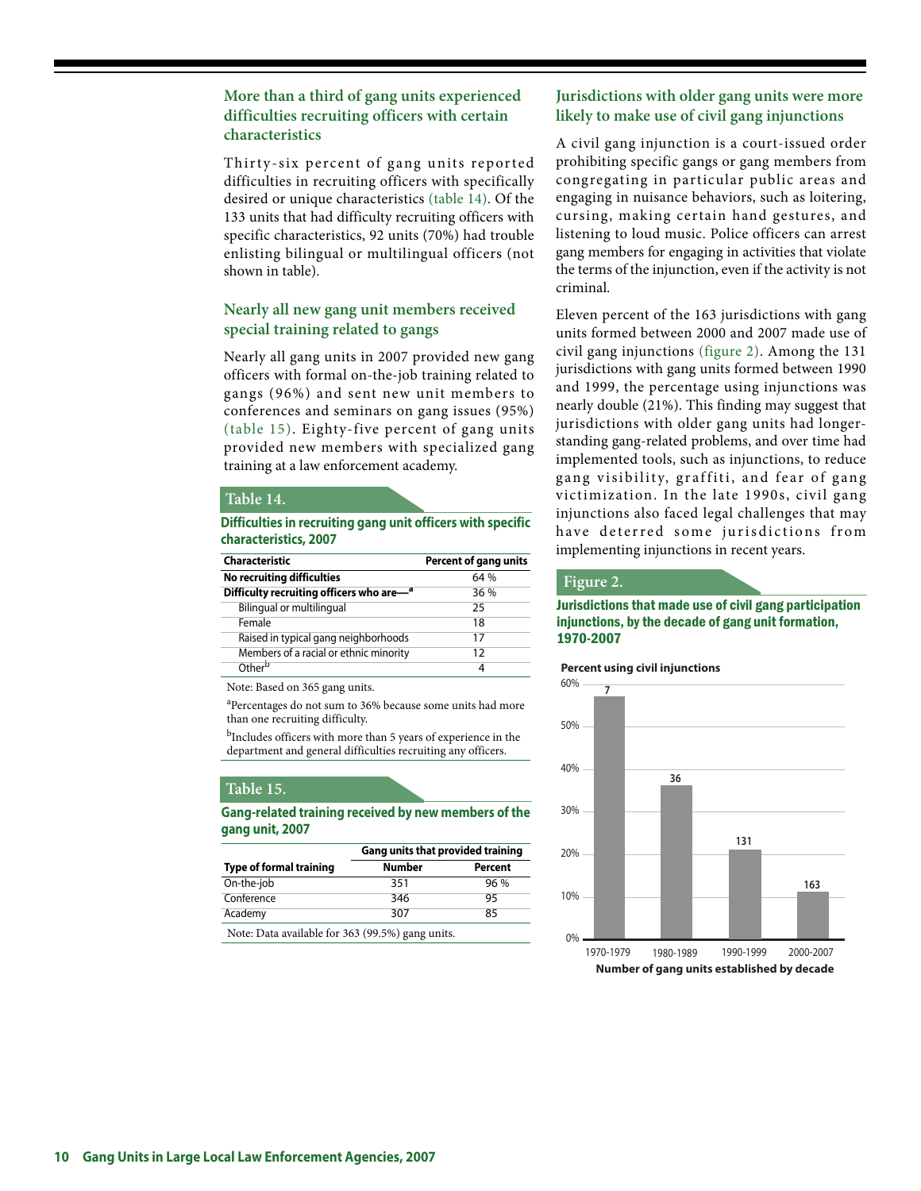## More than a third of gang units experienced difficulties recruiting officers with certain characteristics

Thirty-six percent of gang units reported difficulties in recruiting officers with specifically desired or unique characteristics (table 14). Of the 133 units that had difficulty recruiting officers with specific characteristics, 92 units (70%) had trouble enlisting bilingual or multilingual officers (not shown in table).

## Nearly all new gang unit members received special training related to gangs

Nearly all gang units in 2007 provided new gang officers with formal on-the-job training related to gangs (96%) and sent new unit members to conferences and seminars on gang issues (95%) (table 15). Eighty-five percent of gang units provided new members with specialized gang training at a law enforcement academy.

**Table 14.**

**Difficulties in recruiting gang unit officers with specific characteristics, 2007**

| Characteristic | Percent of gang units |
|---|---|
| **No recruiting difficulties** | 64 % |
| **Difficulty recruiting officers who are—[a]** | 36 % |
| Bilingual or multilingual | 25 |
| Female | 18 |
| Raised in typical gang neighborhoods | 17 |
| Members of a racial or ethnic minority | 12 |
| Other[b] | 4 |

Note: Based on 365 gang units.

[a]Percentages do not sum to 36% because some units had more than one recruiting difficulty.

[b]Includes officers with more than 5 years of experience in the department and general difficulties recruiting any officers.

**Table 15.**

**Gang-related training received by new members of the gang unit, 2007**

| | Gang units that provided training | |
|---|---|---|
| **Type of formal training** | **Number** | **Percent** |
| On-the-job | 351 | 96 % |
| Conference | 346 | 95 |
| Academy | 307 | 85 |

Note: Data available for 363 (99.5%) gang units.

## Jurisdictions with older gang units were more likely to make use of civil gang injunctions

A civil gang injunction is a court-issued order prohibiting specific gangs or gang members from congregating in particular public areas and engaging in nuisance behaviors, such as loitering, cursing, making certain hand gestures, and listening to loud music. Police officers can arrest gang members for engaging in activities that violate the terms of the injunction, even if the activity is not criminal.

Eleven percent of the 163 jurisdictions with gang units formed between 2000 and 2007 made use of civil gang injunctions (figure 2). Among the 131 jurisdictions with gang units formed between 1990 and 1999, the percentage using injunctions was nearly double (21%). This finding may suggest that jurisdictions with older gang units had longer-standing gang-related problems, and over time had implemented tools, such as injunctions, to reduce gang visibility, graffiti, and fear of gang victimization. In the late 1990s, civil gang injunctions also faced legal challenges that may have deterred some jurisdictions from implementing injunctions in recent years.

**Figure 2.**

**Jurisdictions that made use of civil gang participation injunctions, by the decade of gang unit formation, 1970-2007**

Percent using civil injunctions

| Decade | Number of gang units | Percent using civil injunctions |
|---|---|---|
| 1970-1979 | 7 | ~57% |
| 1980-1989 | 36 | ~36% |
| 1990-1999 | 131 | ~21% |
| 2000-2007 | 163 | ~11% |

Number of gang units established by decade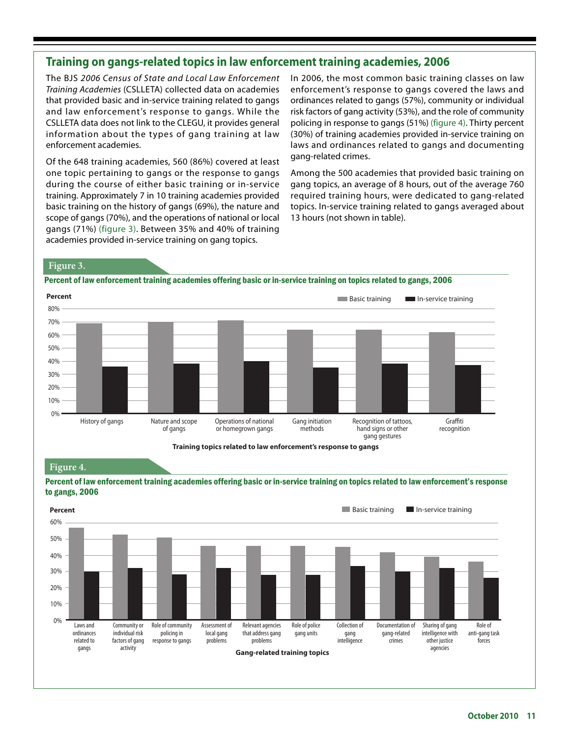## Training on gangs-related topics in law enforcement training academies, 2006

The BJS *2006 Census of State and Local Law Enforcement Training Academies* (CSLLETA) collected data on academies that provided basic and in-service training related to gangs and law enforcement's response to gangs. While the CSLLETA data does not link to the CLEGU, it provides general information about the types of gang training at law enforcement academies.

Of the 648 training academies, 560 (86%) covered at least one topic pertaining to gangs or the response to gangs during the course of either basic training or in-service training. Approximately 7 in 10 training academies provided basic training on the history of gangs (69%), the nature and scope of gangs (70%), and the operations of national or local gangs (71%) (figure 3). Between 35% and 40% of training academies provided in-service training on gang topics.

In 2006, the most common basic training classes on law enforcement's response to gangs covered the laws and ordinances related to gangs (57%), community or individual risk factors of gang activity (53%), and the role of community policing in response to gangs (51%) (figure 4). Thirty percent (30%) of training academies provided in-service training on laws and ordinances related to gangs and documenting gang-related crimes.

Among the 500 academies that provided basic training on gang topics, an average of 8 hours, out of the average 760 required training hours, were dedicated to gang-related topics. In-service training related to gangs averaged about 13 hours (not shown in table).

**Figure 3.**

**Percent of law enforcement training academies offering basic or in-service training on topics related to gangs, 2006**

**Figure 4.**

**Percent of law enforcement training academies offering basic or in-service training on topics related to law enforcement's response to gangs, 2006**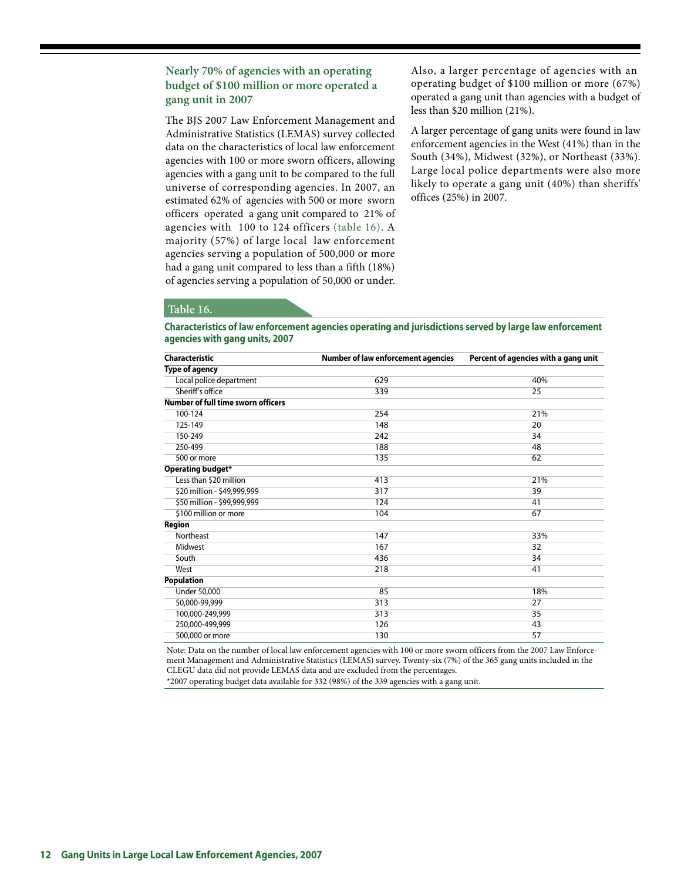### Nearly 70% of agencies with an operating budget of $100 million or more operated a gang unit in 2007

The BJS 2007 Law Enforcement Management and Administrative Statistics (LEMAS) survey collected data on the characteristics of local law enforcement agencies with 100 or more sworn officers, allowing agencies with a gang unit to be compared to the full universe of corresponding agencies. In 2007, an estimated 62% of agencies with 500 or more sworn officers operated a gang unit compared to 21% of agencies with 100 to 124 officers (table 16). A majority (57%) of large local law enforcement agencies serving a population of 500,000 or more had a gang unit compared to less than a fifth (18%) of agencies serving a population of 50,000 or under.

Also, a larger percentage of agencies with an operating budget of $100 million or more (67%) operated a gang unit than agencies with a budget of less than $20 million (21%).

A larger percentage of gang units were found in law enforcement agencies in the West (41%) than in the South (34%), Midwest (32%), or Northeast (33%). Large local police departments were also more likely to operate a gang unit (40%) than sheriffs' offices (25%) in 2007.

**Table 16.**

**Characteristics of law enforcement agencies operating and jurisdictions served by large law enforcement agencies with gang units, 2007**

| Characteristic | Number of law enforcement agencies | Percent of agencies with a gang unit |
|---|---|---|
| **Type of agency** | | |
| Local police department | 629 | 40% |
| Sheriff's office | 339 | 25 |
| **Number of full time sworn officers** | | |
| 100-124 | 254 | 21% |
| 125-149 | 148 | 20 |
| 150-249 | 242 | 34 |
| 250-499 | 188 | 48 |
| 500 or more | 135 | 62 |
| **Operating budget*** | | |
| Less than $20 million | 413 | 21% |
| $20 million - $49,999,999 | 317 | 39 |
| $50 million - $99,999,999 | 124 | 41 |
| $100 million or more | 104 | 67 |
| **Region** | | |
| Northeast | 147 | 33% |
| Midwest | 167 | 32 |
| South | 436 | 34 |
| West | 218 | 41 |
| **Population** | | |
| Under 50,000 | 85 | 18% |
| 50,000-99,999 | 313 | 27 |
| 100,000-249,999 | 313 | 35 |
| 250,000-499,999 | 126 | 43 |
| 500,000 or more | 130 | 57 |

Note: Data on the number of local law enforcement agencies with 100 or more sworn officers from the 2007 Law Enforcement Management and Administrative Statistics (LEMAS) survey. Twenty-six (7%) of the 365 gang units included in the CLEGU data did not provide LEMAS data and are excluded from the percentages.

*2007 operating budget data available for 332 (98%) of the 339 agencies with a gang unit.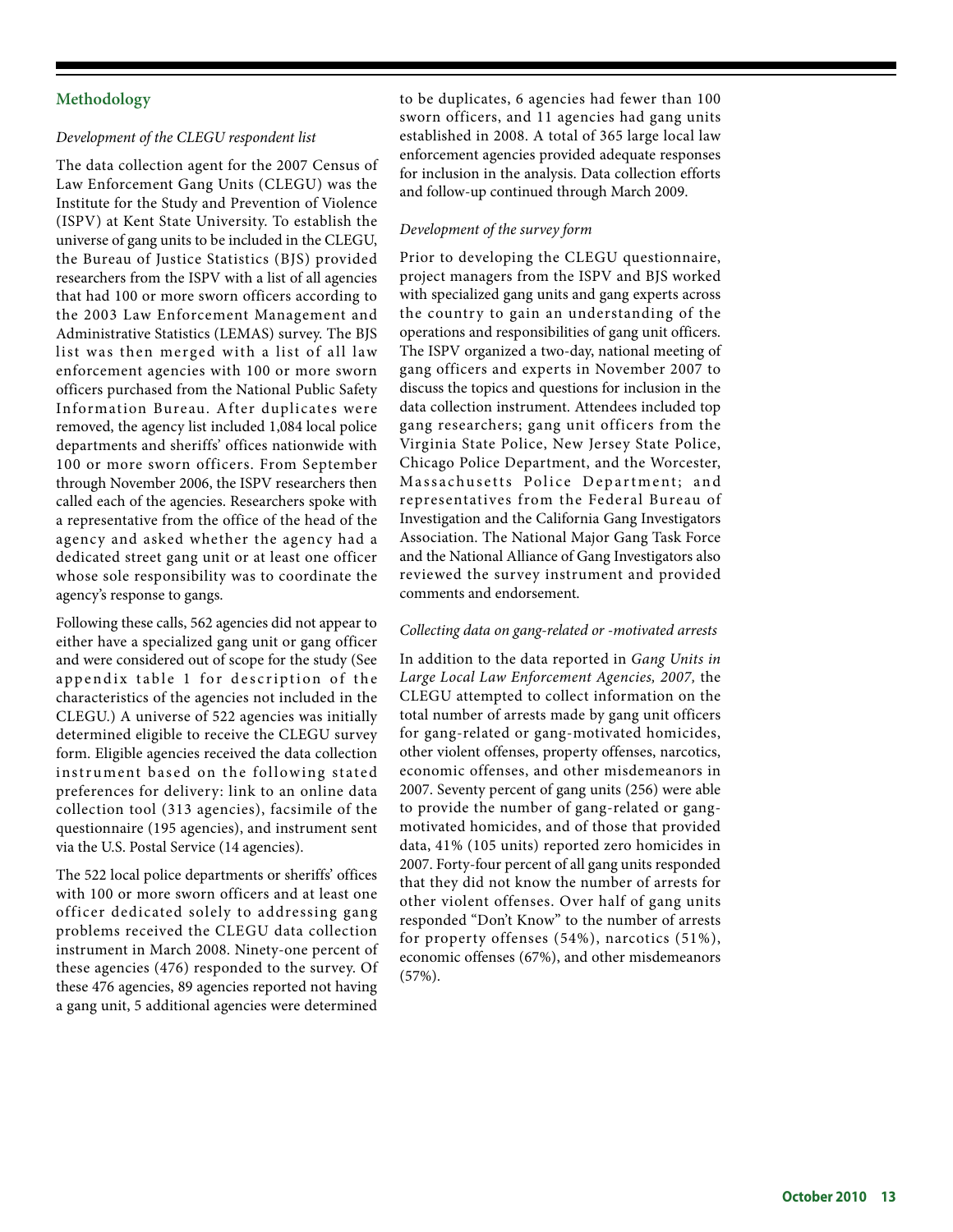## Methodology

*Development of the CLEGU respondent list*

The data collection agent for the 2007 Census of Law Enforcement Gang Units (CLEGU) was the Institute for the Study and Prevention of Violence (ISPV) at Kent State University. To establish the universe of gang units to be included in the CLEGU, the Bureau of Justice Statistics (BJS) provided researchers from the ISPV with a list of all agencies that had 100 or more sworn officers according to the 2003 Law Enforcement Management and Administrative Statistics (LEMAS) survey. The BJS list was then merged with a list of all law enforcement agencies with 100 or more sworn officers purchased from the National Public Safety Information Bureau. After duplicates were removed, the agency list included 1,084 local police departments and sheriffs' offices nationwide with 100 or more sworn officers. From September through November 2006, the ISPV researchers then called each of the agencies. Researchers spoke with a representative from the office of the head of the agency and asked whether the agency had a dedicated street gang unit or at least one officer whose sole responsibility was to coordinate the agency's response to gangs.

Following these calls, 562 agencies did not appear to either have a specialized gang unit or gang officer and were considered out of scope for the study (See appendix table 1 for description of the characteristics of the agencies not included in the CLEGU.) A universe of 522 agencies was initially determined eligible to receive the CLEGU survey form. Eligible agencies received the data collection instrument based on the following stated preferences for delivery: link to an online data collection tool (313 agencies), facsimile of the questionnaire (195 agencies), and instrument sent via the U.S. Postal Service (14 agencies).

The 522 local police departments or sheriffs' offices with 100 or more sworn officers and at least one officer dedicated solely to addressing gang problems received the CLEGU data collection instrument in March 2008. Ninety-one percent of these agencies (476) responded to the survey. Of these 476 agencies, 89 agencies reported not having a gang unit, 5 additional agencies were determined to be duplicates, 6 agencies had fewer than 100 sworn officers, and 11 agencies had gang units established in 2008. A total of 365 large local law enforcement agencies provided adequate responses for inclusion in the analysis. Data collection efforts and follow-up continued through March 2009.

*Development of the survey form*

Prior to developing the CLEGU questionnaire, project managers from the ISPV and BJS worked with specialized gang units and gang experts across the country to gain an understanding of the operations and responsibilities of gang unit officers. The ISPV organized a two-day, national meeting of gang officers and experts in November 2007 to discuss the topics and questions for inclusion in the data collection instrument. Attendees included top gang researchers; gang unit officers from the Virginia State Police, New Jersey State Police, Chicago Police Department, and the Worcester, Massachusetts Police Department; and representatives from the Federal Bureau of Investigation and the California Gang Investigators Association. The National Major Gang Task Force and the National Alliance of Gang Investigators also reviewed the survey instrument and provided comments and endorsement.

*Collecting data on gang-related or -motivated arrests*

In addition to the data reported in *Gang Units in Large Local Law Enforcement Agencies, 2007,* the CLEGU attempted to collect information on the total number of arrests made by gang unit officers for gang-related or gang-motivated homicides, other violent offenses, property offenses, narcotics, economic offenses, and other misdemeanors in 2007. Seventy percent of gang units (256) were able to provide the number of gang-related or gang-motivated homicides, and of those that provided data, 41% (105 units) reported zero homicides in 2007. Forty-four percent of all gang units responded that they did not know the number of arrests for other violent offenses. Over half of gang units responded "Don't Know" to the number of arrests for property offenses (54%), narcotics (51%), economic offenses (67%), and other misdemeanors (57%).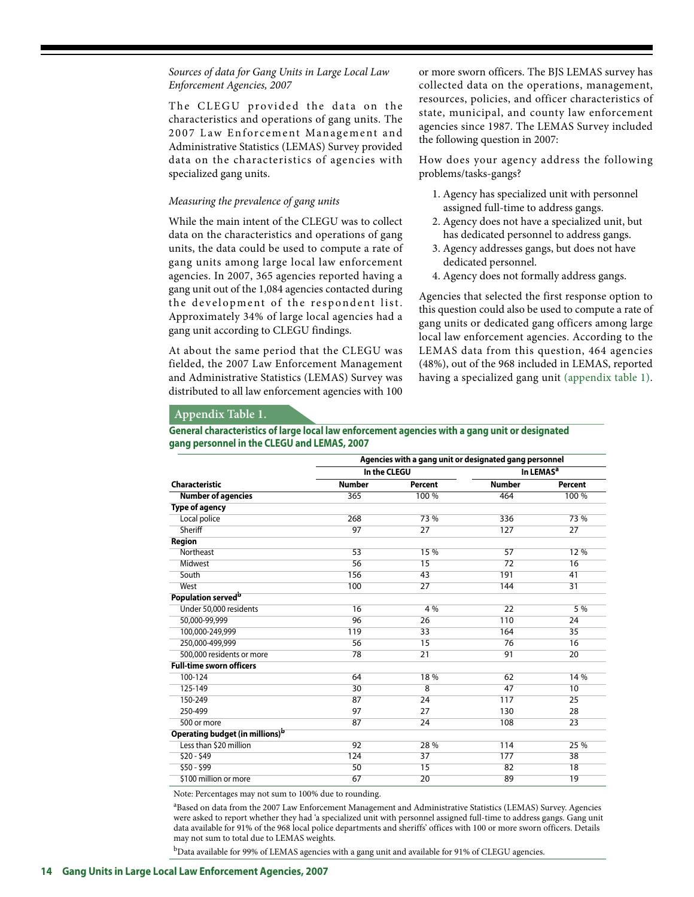*Sources of data for Gang Units in Large Local Law Enforcement Agencies, 2007*

The CLEGU provided the data on the characteristics and operations of gang units. The 2007 Law Enforcement Management and Administrative Statistics (LEMAS) Survey provided data on the characteristics of agencies with specialized gang units.

*Measuring the prevalence of gang units*

While the main intent of the CLEGU was to collect data on the characteristics and operations of gang units, the data could be used to compute a rate of gang units among large local law enforcement agencies. In 2007, 365 agencies reported having a gang unit out of the 1,084 agencies contacted during the development of the respondent list. Approximately 34% of large local agencies had a gang unit according to CLEGU findings.

At about the same period that the CLEGU was fielded, the 2007 Law Enforcement Management and Administrative Statistics (LEMAS) Survey was distributed to all law enforcement agencies with 100 or more sworn officers. The BJS LEMAS survey has collected data on the operations, management, resources, policies, and officer characteristics of state, municipal, and county law enforcement agencies since 1987. The LEMAS Survey included the following question in 2007:

How does your agency address the following problems/tasks-gangs?

1. Agency has specialized unit with personnel assigned full-time to address gangs.
2. Agency does not have a specialized unit, but has dedicated personnel to address gangs.
3. Agency addresses gangs, but does not have dedicated personnel.
4. Agency does not formally address gangs.

Agencies that selected the first response option to this question could also be used to compute a rate of gang units or dedicated gang officers among large local law enforcement agencies. According to the LEMAS data from this question, 464 agencies (48%), out of the 968 included in LEMAS, reported having a specialized gang unit (appendix table 1).

**Appendix Table 1.**

**General characteristics of large local law enforcement agencies with a gang unit or designated gang personnel in the CLEGU and LEMAS, 2007**

| | Agencies with a gang unit or designated gang personnel | | | |
|---|---|---|---|---|
| | In the CLEGU | | In LEMAS[a] | |
| **Characteristic** | **Number** | **Percent** | **Number** | **Percent** |
| **Number of agencies** | 365 | 100 % | 464 | 100 % |
| **Type of agency** | | | | |
| Local police | 268 | 73 % | 336 | 73 % |
| Sheriff | 97 | 27 | 127 | 27 |
| **Region** | | | | |
| Northeast | 53 | 15 % | 57 | 12 % |
| Midwest | 56 | 15 | 72 | 16 |
| South | 156 | 43 | 191 | 41 |
| West | 100 | 27 | 144 | 31 |
| **Population served[b]** | | | | |
| Under 50,000 residents | 16 | 4 % | 22 | 5 % |
| 50,000-99,999 | 96 | 26 | 110 | 24 |
| 100,000-249,999 | 119 | 33 | 164 | 35 |
| 250,000-499,999 | 56 | 15 | 76 | 16 |
| 500,000 residents or more | 78 | 21 | 91 | 20 |
| **Full-time sworn officers** | | | | |
| 100-124 | 64 | 18 % | 62 | 14 % |
| 125-149 | 30 | 8 | 47 | 10 |
| 150-249 | 87 | 24 | 117 | 25 |
| 250-499 | 97 | 27 | 130 | 28 |
| 500 or more | 87 | 24 | 108 | 23 |
| **Operating budget (in millions)[b]** | | | | |
| Less than $20 million | 92 | 28 % | 114 | 25 % |
| $20 - $49 | 124 | 37 | 177 | 38 |
| $50 - $99 | 50 | 15 | 82 | 18 |
| $100 million or more | 67 | 20 | 89 | 19 |

Note: Percentages may not sum to 100% due to rounding.

[a]Based on data from the 2007 Law Enforcement Management and Administrative Statistics (LEMAS) Survey. Agencies were asked to report whether they had 'a specialized unit with personnel assigned full-time to address gangs. Gang unit data available for 91% of the 968 local police departments and sheriffs' offices with 100 or more sworn officers. Details may not sum to total due to LEMAS weights.

[b]Data available for 99% of LEMAS agencies with a gang unit and available for 91% of CLEGU agencies.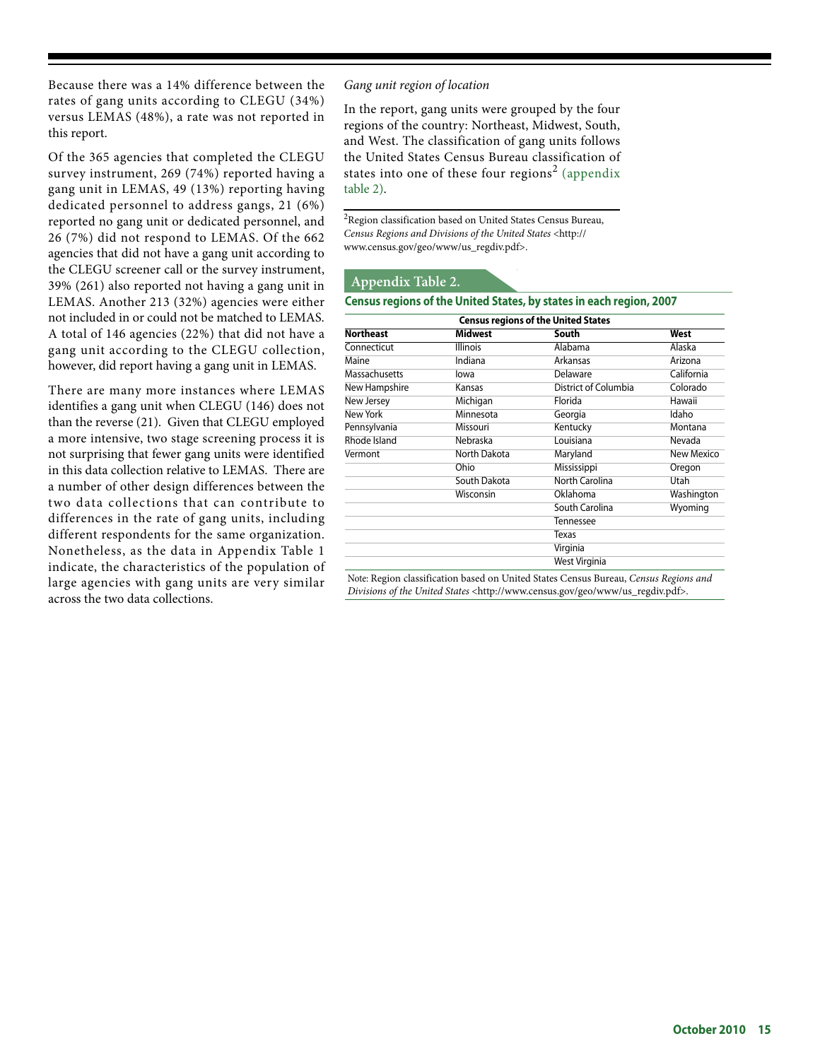Because there was a 14% difference between the rates of gang units according to CLEGU (34%) versus LEMAS (48%), a rate was not reported in this report.

Of the 365 agencies that completed the CLEGU survey instrument, 269 (74%) reported having a gang unit in LEMAS, 49 (13%) reporting having dedicated personnel to address gangs, 21 (6%) reported no gang unit or dedicated personnel, and 26 (7%) did not respond to LEMAS. Of the 662 agencies that did not have a gang unit according to the CLEGU screener call or the survey instrument, 39% (261) also reported not having a gang unit in LEMAS. Another 213 (32%) agencies were either not included in or could not be matched to LEMAS. A total of 146 agencies (22%) that did not have a gang unit according to the CLEGU collection, however, did report having a gang unit in LEMAS.

There are many more instances where LEMAS identifies a gang unit when CLEGU (146) does not than the reverse (21). Given that CLEGU employed a more intensive, two stage screening process it is not surprising that fewer gang units were identified in this data collection relative to LEMAS. There are a number of other design differences between the two data collections that can contribute to differences in the rate of gang units, including different respondents for the same organization. Nonetheless, as the data in Appendix Table 1 indicate, the characteristics of the population of large agencies with gang units are very similar across the two data collections.

*Gang unit region of location*

In the report, gang units were grouped by the four regions of the country: Northeast, Midwest, South, and West. The classification of gang units follows the United States Census Bureau classification of states into one of these four regions[2] (appendix table 2).

[2]Region classification based on United States Census Bureau, *Census Regions and Divisions of the United States* <http://www.census.gov/geo/www/us_regdiv.pdf>.

## Appendix Table 2.

**Census regions of the United States, by states in each region, 2007**

| Census regions of the United States | | | |
|---|---|---|---|
| **Northeast** | **Midwest** | **South** | **West** |
| Connecticut | Illinois | Alabama | Alaska |
| Maine | Indiana | Arkansas | Arizona |
| Massachusetts | Iowa | Delaware | California |
| New Hampshire | Kansas | District of Columbia | Colorado |
| New Jersey | Michigan | Florida | Hawaii |
| New York | Minnesota | Georgia | Idaho |
| Pennsylvania | Missouri | Kentucky | Montana |
| Rhode Island | Nebraska | Louisiana | Nevada |
| Vermont | North Dakota | Maryland | New Mexico |
| | Ohio | Mississippi | Oregon |
| | South Dakota | North Carolina | Utah |
| | Wisconsin | Oklahoma | Washington |
| | | South Carolina | Wyoming |
| | | Tennessee | |
| | | Texas | |
| | | Virginia | |
| | | West Virginia | |

Note: Region classification based on United States Census Bureau, *Census Regions and Divisions of the United States* <http://www.census.gov/geo/www/us_regdiv.pdf>.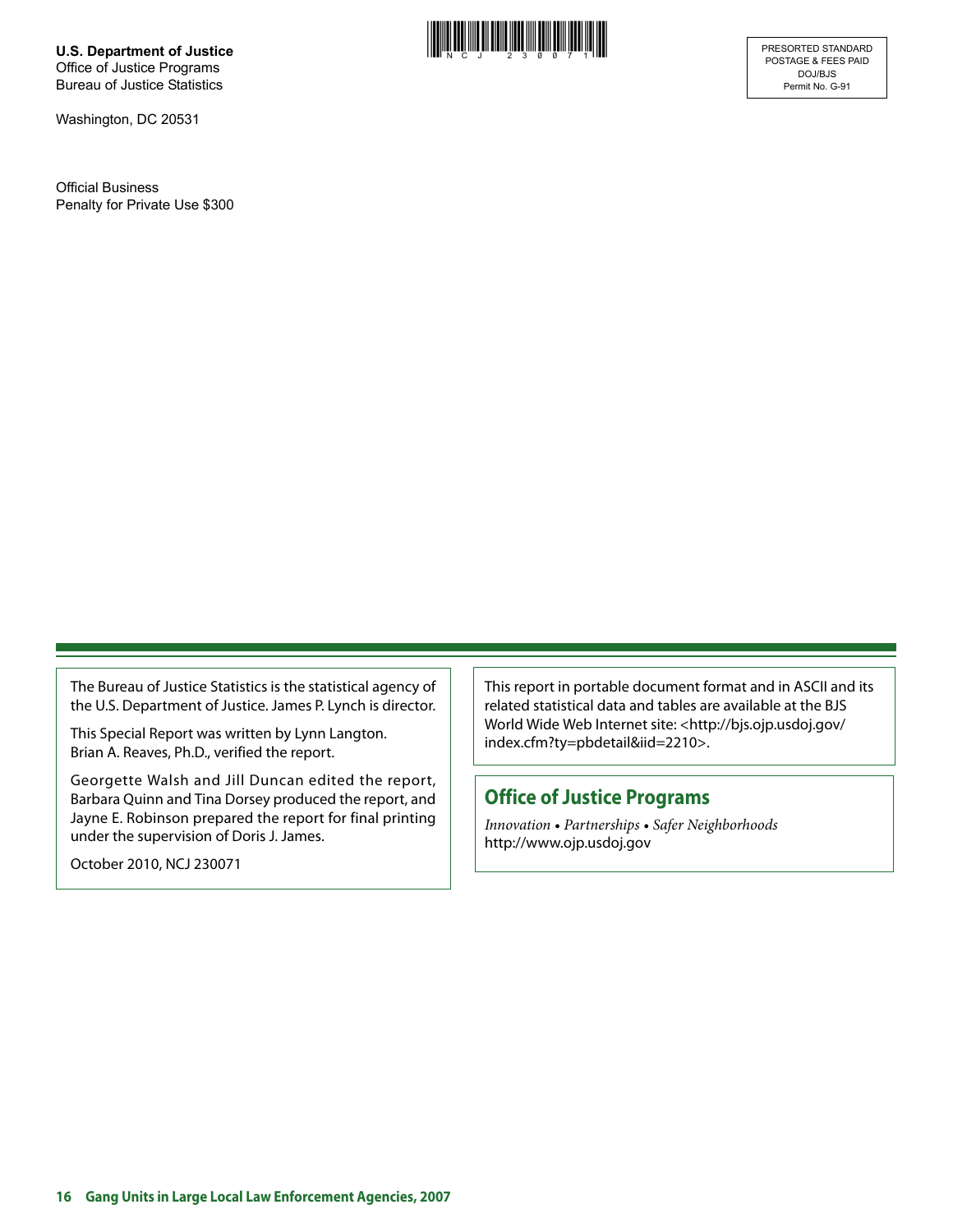**U.S. Department of Justice**
Office of Justice Programs
Bureau of Justice Statistics

Washington, DC 20531

Official Business
Penalty for Private Use $300

PRESORTED STANDARD
POSTAGE & FEES PAID
DOJ/BJS
Permit No. G-91

The Bureau of Justice Statistics is the statistical agency of the U.S. Department of Justice. James P. Lynch is director.

This Special Report was written by Lynn Langton. Brian A. Reaves, Ph.D., verified the report.

Georgette Walsh and Jill Duncan edited the report, Barbara Quinn and Tina Dorsey produced the report, and Jayne E. Robinson prepared the report for final printing under the supervision of Doris J. James.

October 2010, NCJ 230071

This report in portable document format and in ASCII and its related statistical data and tables are available at the BJS World Wide Web Internet site: <http://bjs.ojp.usdoj.gov/index.cfm?ty=pbdetail&iid=2210>.

## Office of Justice Programs

*Innovation • Partnerships • Safer Neighborhoods*
http://www.ojp.usdoj.gov